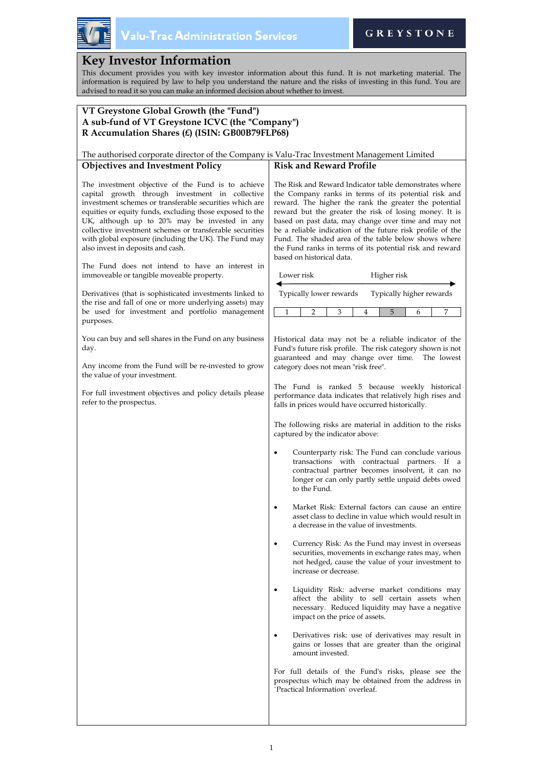Valu-Trac Administration Services

GREYSTONE

# Key Investor Information

This document provides you with key investor information about this fund. It is not marketing material. The information is required by law to help you understand the nature and the risks of investing in this fund. You are advised to read it so you can make an informed decision about whether to invest.

**VT Greystone Global Growth (the "Fund")**
**A sub-fund of VT Greystone ICVC (the "Company")**
**R Accumulation Shares (£) (ISIN: GB00B79FLP68)**

The authorised corporate director of the Company is Valu-Trac Investment Management Limited

## Objectives and Investment Policy

The investment objective of the Fund is to achieve capital growth through investment in collective investment schemes or transferable securities which are equities or equity funds, excluding those exposed to the UK, although up to 20% may be invested in any collective investment schemes or transferable securities with global exposure (including the UK). The Fund may also invest in deposits and cash.

The Fund does not intend to have an interest in immoveable or tangible moveable property.

Derivatives (that is sophisticated investments linked to the rise and fall of one or more underlying assets) may be used for investment and portfolio management purposes.

You can buy and sell shares in the Fund on any business day.

Any income from the Fund will be re-invested to grow the value of your investment.

For full investment objectives and policy details please refer to the prospectus.

## Risk and Reward Profile

The Risk and Reward Indicator table demonstrates where the Company ranks in terms of its potential risk and reward. The higher the rank the greater the potential reward but the greater the risk of losing money. It is based on past data, may change over time and may not be a reliable indication of the future risk profile of the Fund. The shaded area of the table below shows where the Fund ranks in terms of its potential risk and reward based on historical data.

Lower risk ← → Higher risk

Typically lower rewards — Typically higher rewards

| 1 | 2 | 3 | 4 | **5** | 6 | 7 |
|---|---|---|---|---|---|---|

Historical data may not be a reliable indicator of the Fund's future risk profile. The risk category shown is not guaranteed and may change over time. The lowest category does not mean "risk free".

The Fund is ranked 5 because weekly historical performance data indicates that relatively high rises and falls in prices would have occurred historically.

The following risks are material in addition to the risks captured by the indicator above:

- Counterparty risk: The Fund can conclude various transactions with contractual partners. If a contractual partner becomes insolvent, it can no longer or can only partly settle unpaid debts owed to the Fund.
- Market Risk: External factors can cause an entire asset class to decline in value which would result in a decrease in the value of investments.
- Currency Risk: As the Fund may invest in overseas securities, movements in exchange rates may, when not hedged, cause the value of your investment to increase or decrease.
- Liquidity Risk: adverse market conditions may affect the ability to sell certain assets when necessary. Reduced liquidity may have a negative impact on the price of assets.
- Derivatives risk: use of derivatives may result in gains or losses that are greater than the original amount invested.

For full details of the Fund's risks, please see the prospectus which may be obtained from the address in `Practical Information` overleaf.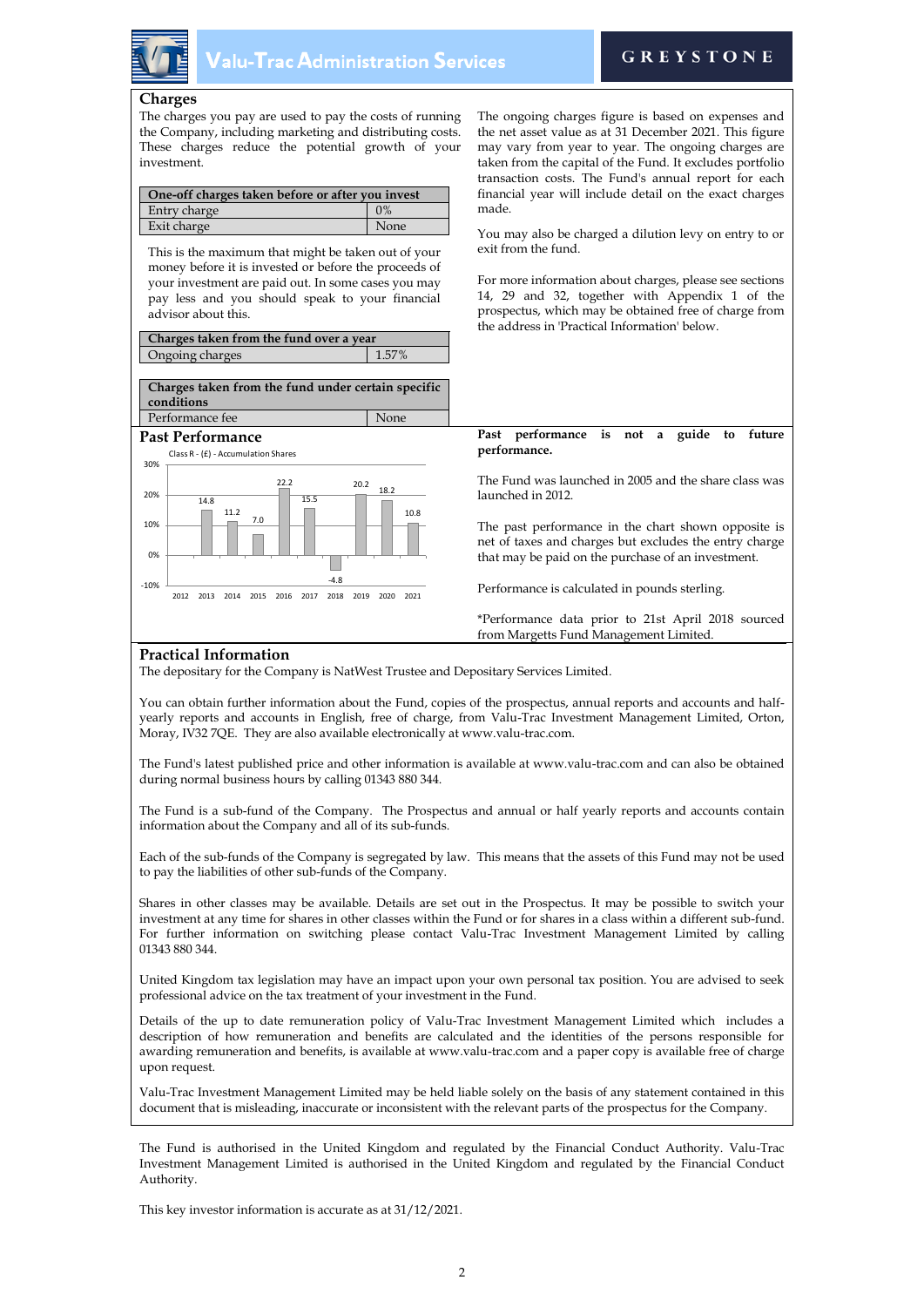## Charges

The charges you pay are used to pay the costs of running the Company, including marketing and distributing costs. These charges reduce the potential growth of your investment.

| One-off charges taken before or after you invest | |
|---|---|
| Entry charge | 0% |
| Exit charge | None |

This is the maximum that might be taken out of your money before it is invested or before the proceeds of your investment are paid out. In some cases you may pay less and you should speak to your financial advisor about this.

| Charges taken from the fund over a year | |
|---|---|
| Ongoing charges | 1.57% |

| Charges taken from the fund under certain specific conditions | |
|---|---|
| Performance fee | None |

The ongoing charges figure is based on expenses and the net asset value as at 31 December 2021. This figure may vary from year to year. The ongoing charges are taken from the capital of the Fund. It excludes portfolio transaction costs. The Fund's annual report for each financial year will include detail on the exact charges made.

You may also be charged a dilution levy on entry to or exit from the fund.

For more information about charges, please see sections 14, 29 and 32, together with Appendix 1 of the prospectus, which may be obtained free of charge from the address in 'Practical Information' below.

## Past Performance

Class R - (£) - Accumulation Shares

30%
20%
10%
0%
-10%

14.8 11.2 7.0 22.2 15.5 -4.8 20.2 18.2 10.8

2012 2013 2014 2015 2016 2017 2018 2019 2020 2021

**Past performance is not a guide to future performance.**

The Fund was launched in 2005 and the share class was launched in 2012.

The past performance in the chart shown opposite is net of taxes and charges but excludes the entry charge that may be paid on the purchase of an investment.

Performance is calculated in pounds sterling.

*Performance data prior to 21st April 2018 sourced from Margetts Fund Management Limited.

## Practical Information

The depositary for the Company is NatWest Trustee and Depositary Services Limited.

You can obtain further information about the Fund, copies of the prospectus, annual reports and accounts and half-yearly reports and accounts in English, free of charge, from Valu-Trac Investment Management Limited, Orton, Moray, IV32 7QE. They are also available electronically at www.valu-trac.com.

The Fund's latest published price and other information is available at www.valu-trac.com and can also be obtained during normal business hours by calling 01343 880 344.

The Fund is a sub-fund of the Company. The Prospectus and annual or half yearly reports and accounts contain information about the Company and all of its sub-funds.

Each of the sub-funds of the Company is segregated by law. This means that the assets of this Fund may not be used to pay the liabilities of other sub-funds of the Company.

Shares in other classes may be available. Details are set out in the Prospectus. It may be possible to switch your investment at any time for shares in other classes within the Fund or for shares in a class within a different sub-fund. For further information on switching please contact Valu-Trac Investment Management Limited by calling 01343 880 344.

United Kingdom tax legislation may have an impact upon your own personal tax position. You are advised to seek professional advice on the tax treatment of your investment in the Fund.

Details of the up to date remuneration policy of Valu-Trac Investment Management Limited which includes a description of how remuneration and benefits are calculated and the identities of the persons responsible for awarding remuneration and benefits, is available at www.valu-trac.com and a paper copy is available free of charge upon request.

Valu-Trac Investment Management Limited may be held liable solely on the basis of any statement contained in this document that is misleading, inaccurate or inconsistent with the relevant parts of the prospectus for the Company.

The Fund is authorised in the United Kingdom and regulated by the Financial Conduct Authority. Valu-Trac Investment Management Limited is authorised in the United Kingdom and regulated by the Financial Conduct Authority.

This key investor information is accurate as at 31/12/2021.